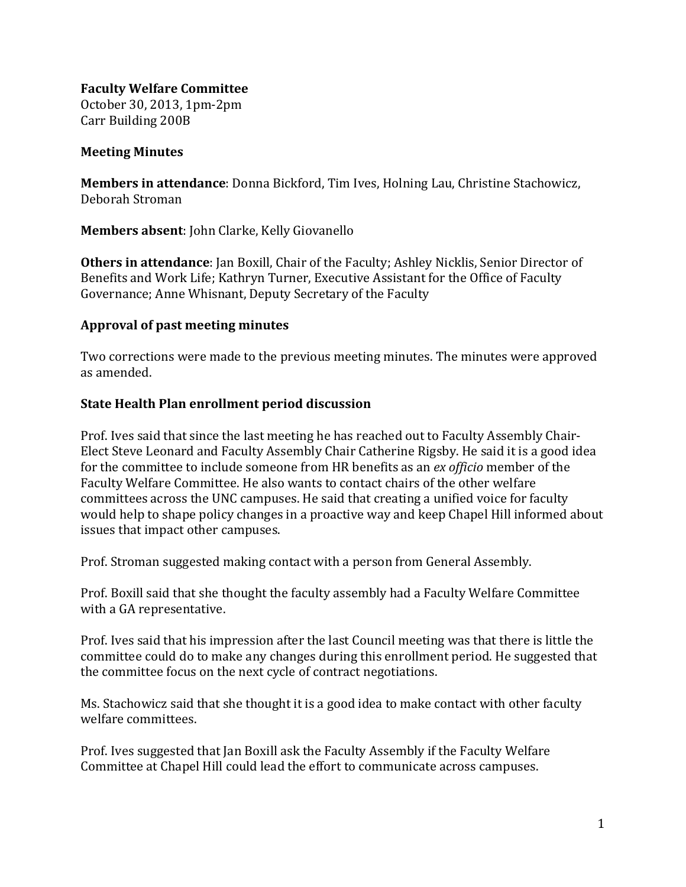**Faculty Welfare Committee**
October 30, 2013, 1pm-2pm
Carr Building 200B

**Meeting Minutes**

**Members in attendance**: Donna Bickford, Tim Ives, Holning Lau, Christine Stachowicz, Deborah Stroman

**Members absent**: John Clarke, Kelly Giovanello

**Others in attendance**: Jan Boxill, Chair of the Faculty; Ashley Nicklis, Senior Director of Benefits and Work Life; Kathryn Turner, Executive Assistant for the Office of Faculty Governance; Anne Whisnant, Deputy Secretary of the Faculty

**Approval of past meeting minutes**

Two corrections were made to the previous meeting minutes. The minutes were approved as amended.

**State Health Plan enrollment period discussion**

Prof. Ives said that since the last meeting he has reached out to Faculty Assembly Chair-Elect Steve Leonard and Faculty Assembly Chair Catherine Rigsby. He said it is a good idea for the committee to include someone from HR benefits as an *ex officio* member of the Faculty Welfare Committee. He also wants to contact chairs of the other welfare committees across the UNC campuses. He said that creating a unified voice for faculty would help to shape policy changes in a proactive way and keep Chapel Hill informed about issues that impact other campuses.

Prof. Stroman suggested making contact with a person from General Assembly.

Prof. Boxill said that she thought the faculty assembly had a Faculty Welfare Committee with a GA representative.

Prof. Ives said that his impression after the last Council meeting was that there is little the committee could do to make any changes during this enrollment period. He suggested that the committee focus on the next cycle of contract negotiations.

Ms. Stachowicz said that she thought it is a good idea to make contact with other faculty welfare committees.

Prof. Ives suggested that Jan Boxill ask the Faculty Assembly if the Faculty Welfare Committee at Chapel Hill could lead the effort to communicate across campuses.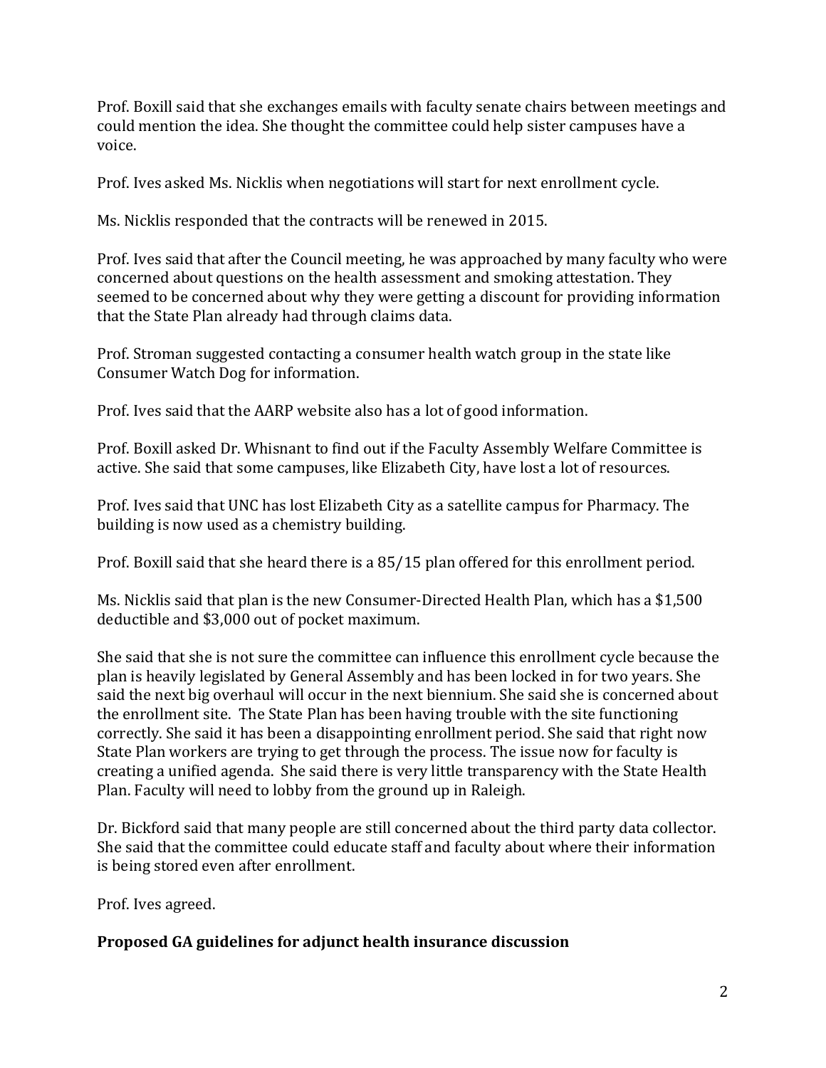Prof. Boxill said that she exchanges emails with faculty senate chairs between meetings and could mention the idea. She thought the committee could help sister campuses have a voice.

Prof. Ives asked Ms. Nicklis when negotiations will start for next enrollment cycle.

Ms. Nicklis responded that the contracts will be renewed in 2015.

Prof. Ives said that after the Council meeting, he was approached by many faculty who were concerned about questions on the health assessment and smoking attestation. They seemed to be concerned about why they were getting a discount for providing information that the State Plan already had through claims data.

Prof. Stroman suggested contacting a consumer health watch group in the state like Consumer Watch Dog for information.

Prof. Ives said that the AARP website also has a lot of good information.

Prof. Boxill asked Dr. Whisnant to find out if the Faculty Assembly Welfare Committee is active. She said that some campuses, like Elizabeth City, have lost a lot of resources.

Prof. Ives said that UNC has lost Elizabeth City as a satellite campus for Pharmacy. The building is now used as a chemistry building.

Prof. Boxill said that she heard there is a 85/15 plan offered for this enrollment period.

Ms. Nicklis said that plan is the new Consumer-Directed Health Plan, which has a $1,500 deductible and $3,000 out of pocket maximum.

She said that she is not sure the committee can influence this enrollment cycle because the plan is heavily legislated by General Assembly and has been locked in for two years. She said the next big overhaul will occur in the next biennium. She said she is concerned about the enrollment site. The State Plan has been having trouble with the site functioning correctly. She said it has been a disappointing enrollment period. She said that right now State Plan workers are trying to get through the process. The issue now for faculty is creating a unified agenda. She said there is very little transparency with the State Health Plan. Faculty will need to lobby from the ground up in Raleigh.

Dr. Bickford said that many people are still concerned about the third party data collector. She said that the committee could educate staff and faculty about where their information is being stored even after enrollment.

Prof. Ives agreed.

**Proposed GA guidelines for adjunct health insurance discussion**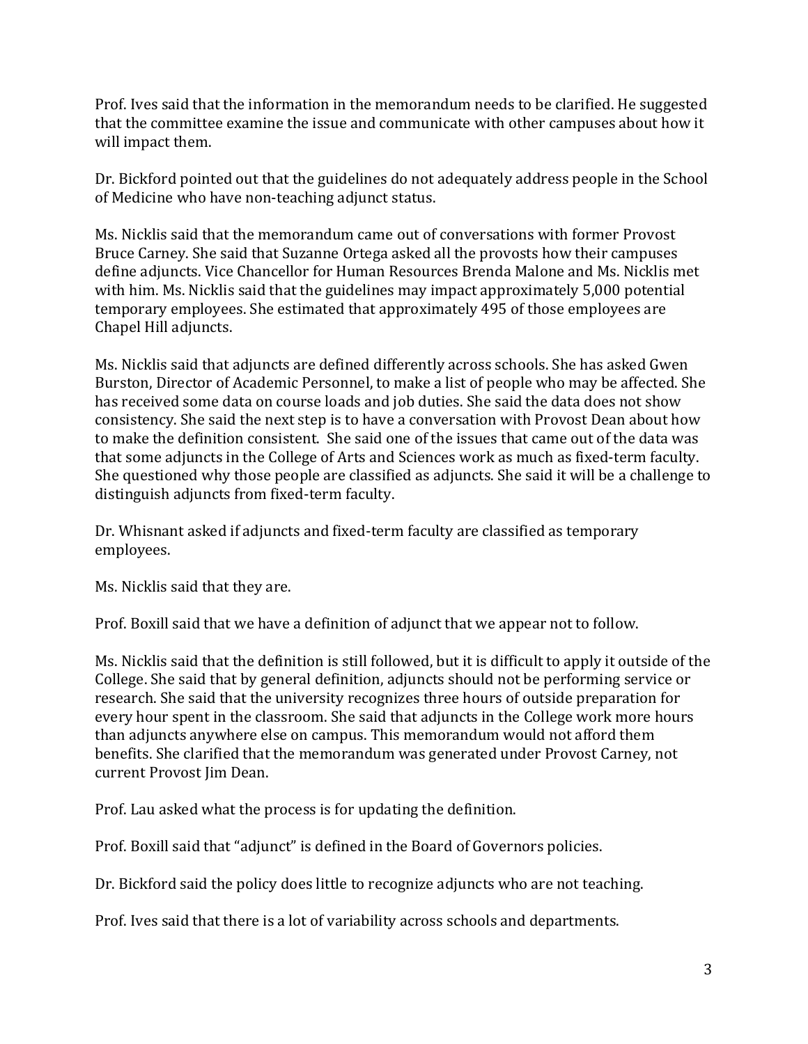Prof. Ives said that the information in the memorandum needs to be clarified. He suggested that the committee examine the issue and communicate with other campuses about how it will impact them.

Dr. Bickford pointed out that the guidelines do not adequately address people in the School of Medicine who have non-teaching adjunct status.

Ms. Nicklis said that the memorandum came out of conversations with former Provost Bruce Carney. She said that Suzanne Ortega asked all the provosts how their campuses define adjuncts. Vice Chancellor for Human Resources Brenda Malone and Ms. Nicklis met with him. Ms. Nicklis said that the guidelines may impact approximately 5,000 potential temporary employees. She estimated that approximately 495 of those employees are Chapel Hill adjuncts.

Ms. Nicklis said that adjuncts are defined differently across schools. She has asked Gwen Burston, Director of Academic Personnel, to make a list of people who may be affected. She has received some data on course loads and job duties. She said the data does not show consistency. She said the next step is to have a conversation with Provost Dean about how to make the definition consistent. She said one of the issues that came out of the data was that some adjuncts in the College of Arts and Sciences work as much as fixed-term faculty. She questioned why those people are classified as adjuncts. She said it will be a challenge to distinguish adjuncts from fixed-term faculty.

Dr. Whisnant asked if adjuncts and fixed-term faculty are classified as temporary employees.

Ms. Nicklis said that they are.

Prof. Boxill said that we have a definition of adjunct that we appear not to follow.

Ms. Nicklis said that the definition is still followed, but it is difficult to apply it outside of the College. She said that by general definition, adjuncts should not be performing service or research. She said that the university recognizes three hours of outside preparation for every hour spent in the classroom. She said that adjuncts in the College work more hours than adjuncts anywhere else on campus. This memorandum would not afford them benefits. She clarified that the memorandum was generated under Provost Carney, not current Provost Jim Dean.

Prof. Lau asked what the process is for updating the definition.

Prof. Boxill said that "adjunct" is defined in the Board of Governors policies.

Dr. Bickford said the policy does little to recognize adjuncts who are not teaching.

Prof. Ives said that there is a lot of variability across schools and departments.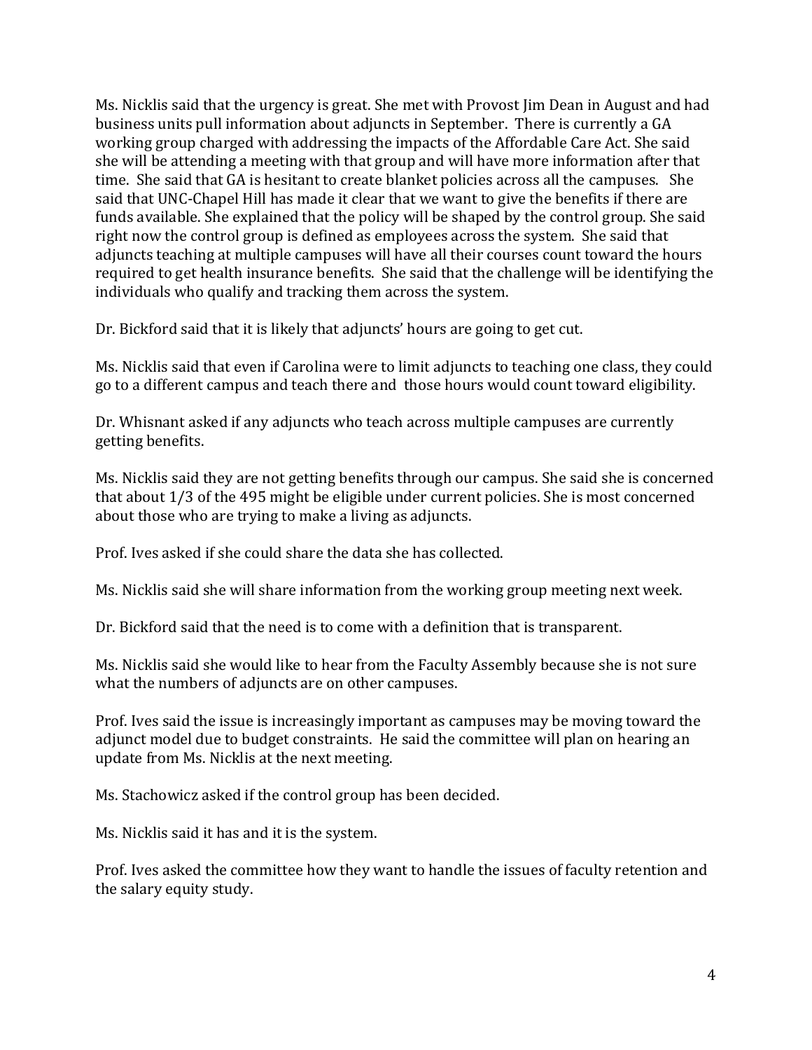Ms. Nicklis said that the urgency is great. She met with Provost Jim Dean in August and had business units pull information about adjuncts in September. There is currently a GA working group charged with addressing the impacts of the Affordable Care Act. She said she will be attending a meeting with that group and will have more information after that time. She said that GA is hesitant to create blanket policies across all the campuses. She said that UNC-Chapel Hill has made it clear that we want to give the benefits if there are funds available. She explained that the policy will be shaped by the control group. She said right now the control group is defined as employees across the system. She said that adjuncts teaching at multiple campuses will have all their courses count toward the hours required to get health insurance benefits. She said that the challenge will be identifying the individuals who qualify and tracking them across the system.

Dr. Bickford said that it is likely that adjuncts' hours are going to get cut.

Ms. Nicklis said that even if Carolina were to limit adjuncts to teaching one class, they could go to a different campus and teach there and those hours would count toward eligibility.

Dr. Whisnant asked if any adjuncts who teach across multiple campuses are currently getting benefits.

Ms. Nicklis said they are not getting benefits through our campus. She said she is concerned that about 1/3 of the 495 might be eligible under current policies. She is most concerned about those who are trying to make a living as adjuncts.

Prof. Ives asked if she could share the data she has collected.

Ms. Nicklis said she will share information from the working group meeting next week.

Dr. Bickford said that the need is to come with a definition that is transparent.

Ms. Nicklis said she would like to hear from the Faculty Assembly because she is not sure what the numbers of adjuncts are on other campuses.

Prof. Ives said the issue is increasingly important as campuses may be moving toward the adjunct model due to budget constraints. He said the committee will plan on hearing an update from Ms. Nicklis at the next meeting.

Ms. Stachowicz asked if the control group has been decided.

Ms. Nicklis said it has and it is the system.

Prof. Ives asked the committee how they want to handle the issues of faculty retention and the salary equity study.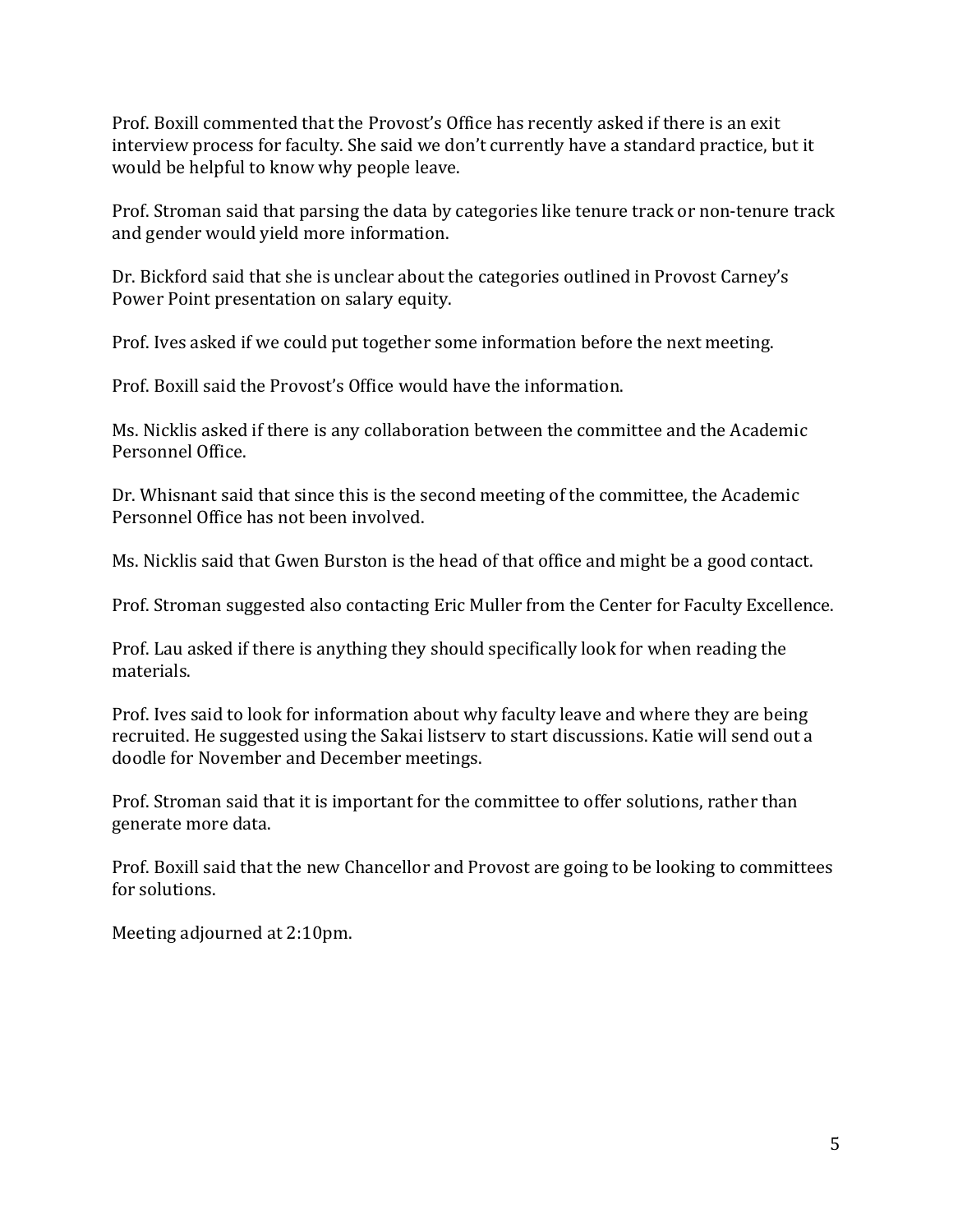Prof. Boxill commented that the Provost's Office has recently asked if there is an exit interview process for faculty. She said we don't currently have a standard practice, but it would be helpful to know why people leave.

Prof. Stroman said that parsing the data by categories like tenure track or non-tenure track and gender would yield more information.

Dr. Bickford said that she is unclear about the categories outlined in Provost Carney's Power Point presentation on salary equity.

Prof. Ives asked if we could put together some information before the next meeting.

Prof. Boxill said the Provost's Office would have the information.

Ms. Nicklis asked if there is any collaboration between the committee and the Academic Personnel Office.

Dr. Whisnant said that since this is the second meeting of the committee, the Academic Personnel Office has not been involved.

Ms. Nicklis said that Gwen Burston is the head of that office and might be a good contact.

Prof. Stroman suggested also contacting Eric Muller from the Center for Faculty Excellence.

Prof. Lau asked if there is anything they should specifically look for when reading the materials.

Prof. Ives said to look for information about why faculty leave and where they are being recruited. He suggested using the Sakai listserv to start discussions. Katie will send out a doodle for November and December meetings.

Prof. Stroman said that it is important for the committee to offer solutions, rather than generate more data.

Prof. Boxill said that the new Chancellor and Provost are going to be looking to committees for solutions.

Meeting adjourned at 2:10pm.